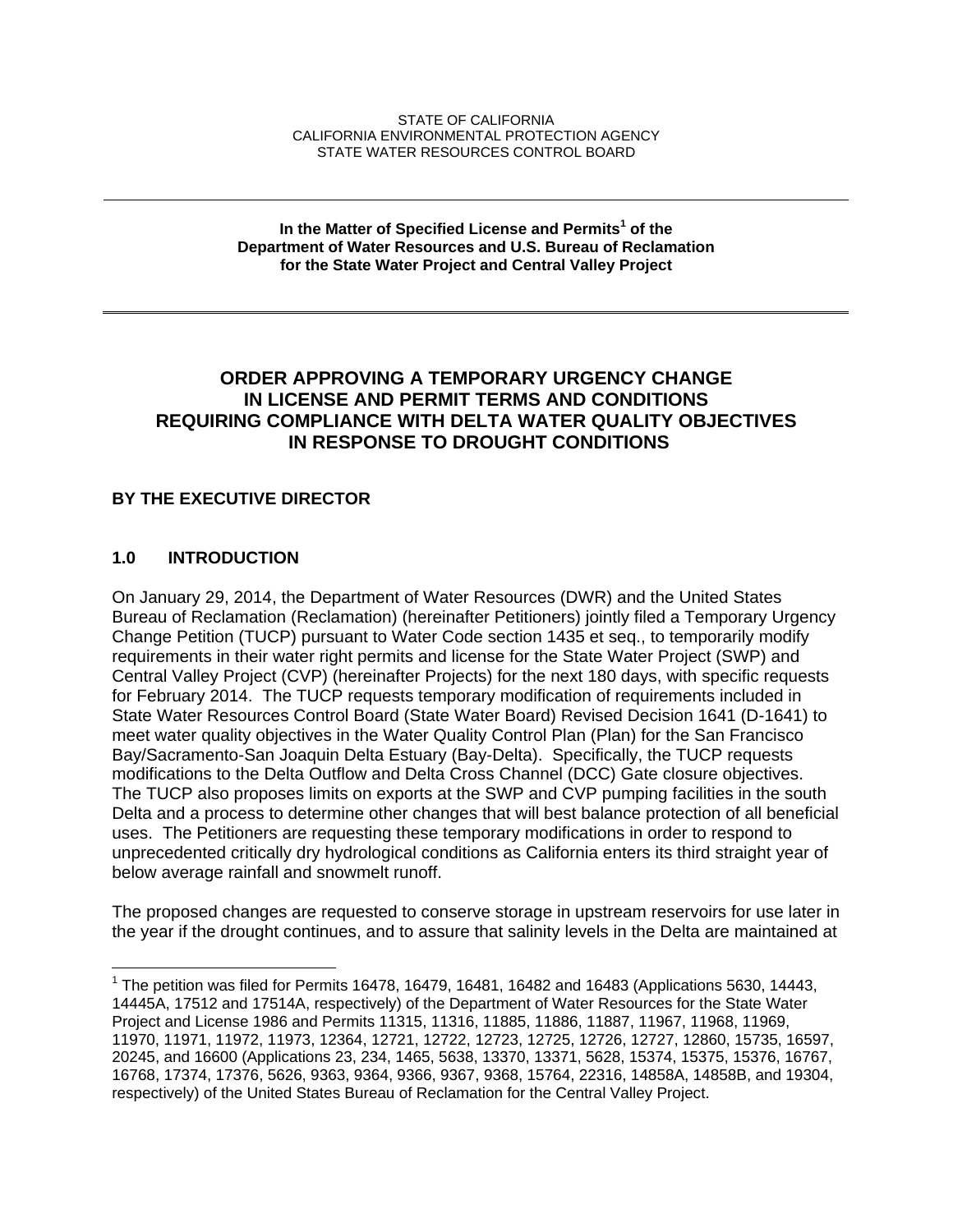STATE OF CALIFORNIA
CALIFORNIA ENVIRONMENTAL PROTECTION AGENCY
STATE WATER RESOURCES CONTROL BOARD

---

**In the Matter of Specified License and Permits[1] of the Department of Water Resources and U.S. Bureau of Reclamation for the State Water Project and Central Valley Project**

---

## ORDER APPROVING A TEMPORARY URGENCY CHANGE IN LICENSE AND PERMIT TERMS AND CONDITIONS REQUIRING COMPLIANCE WITH DELTA WATER QUALITY OBJECTIVES IN RESPONSE TO DROUGHT CONDITIONS

**BY THE EXECUTIVE DIRECTOR**

### 1.0 INTRODUCTION

On January 29, 2014, the Department of Water Resources (DWR) and the United States Bureau of Reclamation (Reclamation) (hereinafter Petitioners) jointly filed a Temporary Urgency Change Petition (TUCP) pursuant to Water Code section 1435 et seq., to temporarily modify requirements in their water right permits and license for the State Water Project (SWP) and Central Valley Project (CVP) (hereinafter Projects) for the next 180 days, with specific requests for February 2014. The TUCP requests temporary modification of requirements included in State Water Resources Control Board (State Water Board) Revised Decision 1641 (D-1641) to meet water quality objectives in the Water Quality Control Plan (Plan) for the San Francisco Bay/Sacramento-San Joaquin Delta Estuary (Bay-Delta). Specifically, the TUCP requests modifications to the Delta Outflow and Delta Cross Channel (DCC) Gate closure objectives. The TUCP also proposes limits on exports at the SWP and CVP pumping facilities in the south Delta and a process to determine other changes that will best balance protection of all beneficial uses. The Petitioners are requesting these temporary modifications in order to respond to unprecedented critically dry hydrological conditions as California enters its third straight year of below average rainfall and snowmelt runoff.

The proposed changes are requested to conserve storage in upstream reservoirs for use later in the year if the drought continues, and to assure that salinity levels in the Delta are maintained at

---

[1] The petition was filed for Permits 16478, 16479, 16481, 16482 and 16483 (Applications 5630, 14443, 14445A, 17512 and 17514A, respectively) of the Department of Water Resources for the State Water Project and License 1986 and Permits 11315, 11316, 11885, 11886, 11887, 11967, 11968, 11969, 11970, 11971, 11972, 11973, 12364, 12721, 12722, 12723, 12725, 12726, 12727, 12860, 15735, 16597, 20245, and 16600 (Applications 23, 234, 1465, 5638, 13370, 13371, 5628, 15374, 15375, 15376, 16767, 16768, 17374, 17376, 5626, 9363, 9364, 9366, 9367, 9368, 15764, 22316, 14858A, 14858B, and 19304, respectively) of the United States Bureau of Reclamation for the Central Valley Project.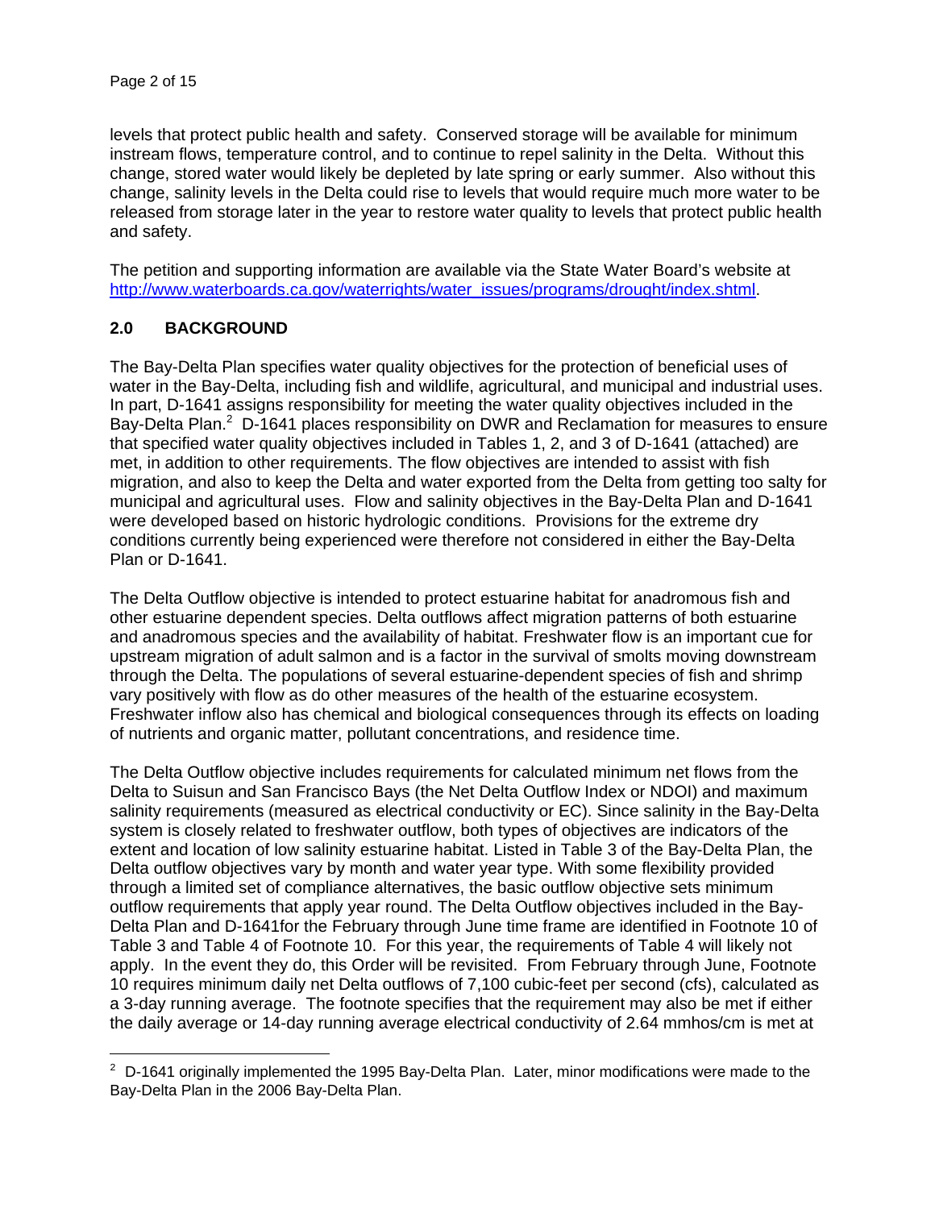levels that protect public health and safety. Conserved storage will be available for minimum instream flows, temperature control, and to continue to repel salinity in the Delta. Without this change, stored water would likely be depleted by late spring or early summer. Also without this change, salinity levels in the Delta could rise to levels that would require much more water to be released from storage later in the year to restore water quality to levels that protect public health and safety.

The petition and supporting information are available via the State Water Board's website at http://www.waterboards.ca.gov/waterrights/water_issues/programs/drought/index.shtml.

## 2.0 BACKGROUND

The Bay-Delta Plan specifies water quality objectives for the protection of beneficial uses of water in the Bay-Delta, including fish and wildlife, agricultural, and municipal and industrial uses. In part, D-1641 assigns responsibility for meeting the water quality objectives included in the Bay-Delta Plan.[2] D-1641 places responsibility on DWR and Reclamation for measures to ensure that specified water quality objectives included in Tables 1, 2, and 3 of D-1641 (attached) are met, in addition to other requirements. The flow objectives are intended to assist with fish migration, and also to keep the Delta and water exported from the Delta from getting too salty for municipal and agricultural uses. Flow and salinity objectives in the Bay-Delta Plan and D-1641 were developed based on historic hydrologic conditions. Provisions for the extreme dry conditions currently being experienced were therefore not considered in either the Bay-Delta Plan or D-1641.

The Delta Outflow objective is intended to protect estuarine habitat for anadromous fish and other estuarine dependent species. Delta outflows affect migration patterns of both estuarine and anadromous species and the availability of habitat. Freshwater flow is an important cue for upstream migration of adult salmon and is a factor in the survival of smolts moving downstream through the Delta. The populations of several estuarine-dependent species of fish and shrimp vary positively with flow as do other measures of the health of the estuarine ecosystem. Freshwater inflow also has chemical and biological consequences through its effects on loading of nutrients and organic matter, pollutant concentrations, and residence time.

The Delta Outflow objective includes requirements for calculated minimum net flows from the Delta to Suisun and San Francisco Bays (the Net Delta Outflow Index or NDOI) and maximum salinity requirements (measured as electrical conductivity or EC). Since salinity in the Bay-Delta system is closely related to freshwater outflow, both types of objectives are indicators of the extent and location of low salinity estuarine habitat. Listed in Table 3 of the Bay-Delta Plan, the Delta outflow objectives vary by month and water year type. With some flexibility provided through a limited set of compliance alternatives, the basic outflow objective sets minimum outflow requirements that apply year round. The Delta Outflow objectives included in the Bay-Delta Plan and D-1641for the February through June time frame are identified in Footnote 10 of Table 3 and Table 4 of Footnote 10. For this year, the requirements of Table 4 will likely not apply. In the event they do, this Order will be revisited. From February through June, Footnote 10 requires minimum daily net Delta outflows of 7,100 cubic-feet per second (cfs), calculated as a 3-day running average. The footnote specifies that the requirement may also be met if either the daily average or 14-day running average electrical conductivity of 2.64 mmhos/cm is met at

---

[2] D-1641 originally implemented the 1995 Bay-Delta Plan. Later, minor modifications were made to the Bay-Delta Plan in the 2006 Bay-Delta Plan.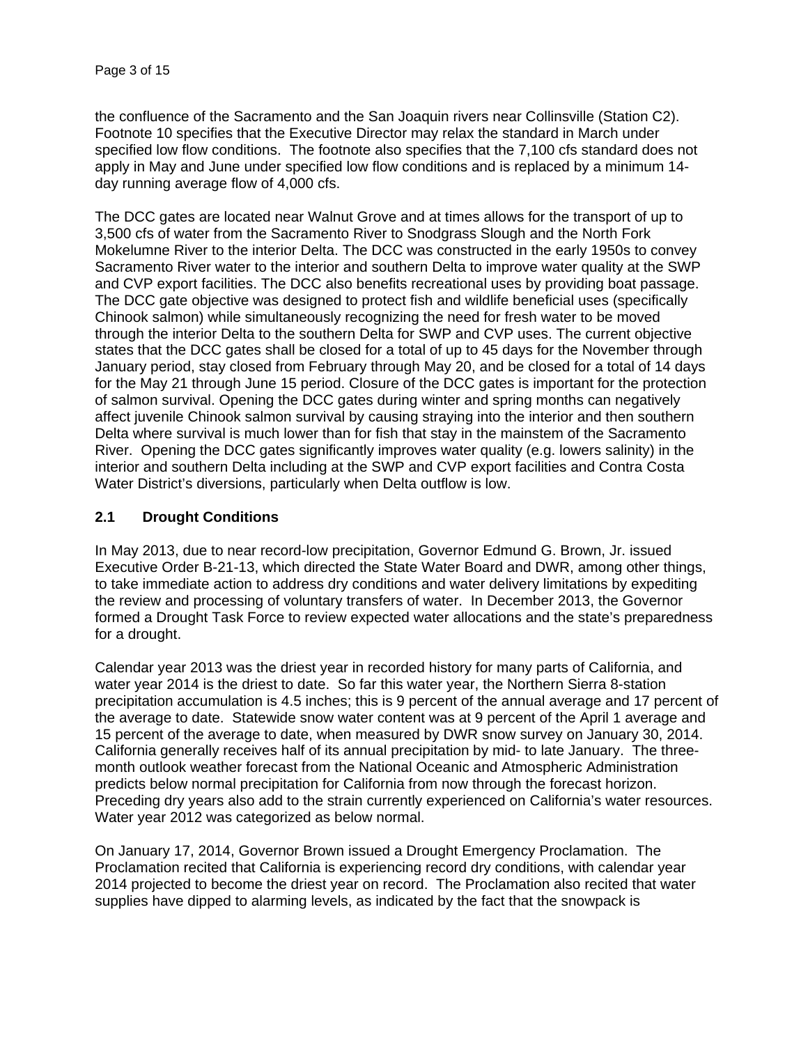the confluence of the Sacramento and the San Joaquin rivers near Collinsville (Station C2). Footnote 10 specifies that the Executive Director may relax the standard in March under specified low flow conditions. The footnote also specifies that the 7,100 cfs standard does not apply in May and June under specified low flow conditions and is replaced by a minimum 14-day running average flow of 4,000 cfs.

The DCC gates are located near Walnut Grove and at times allows for the transport of up to 3,500 cfs of water from the Sacramento River to Snodgrass Slough and the North Fork Mokelumne River to the interior Delta. The DCC was constructed in the early 1950s to convey Sacramento River water to the interior and southern Delta to improve water quality at the SWP and CVP export facilities. The DCC also benefits recreational uses by providing boat passage. The DCC gate objective was designed to protect fish and wildlife beneficial uses (specifically Chinook salmon) while simultaneously recognizing the need for fresh water to be moved through the interior Delta to the southern Delta for SWP and CVP uses. The current objective states that the DCC gates shall be closed for a total of up to 45 days for the November through January period, stay closed from February through May 20, and be closed for a total of 14 days for the May 21 through June 15 period. Closure of the DCC gates is important for the protection of salmon survival. Opening the DCC gates during winter and spring months can negatively affect juvenile Chinook salmon survival by causing straying into the interior and then southern Delta where survival is much lower than for fish that stay in the mainstem of the Sacramento River. Opening the DCC gates significantly improves water quality (e.g. lowers salinity) in the interior and southern Delta including at the SWP and CVP export facilities and Contra Costa Water District's diversions, particularly when Delta outflow is low.

### 2.1 Drought Conditions

In May 2013, due to near record-low precipitation, Governor Edmund G. Brown, Jr. issued Executive Order B-21-13, which directed the State Water Board and DWR, among other things, to take immediate action to address dry conditions and water delivery limitations by expediting the review and processing of voluntary transfers of water. In December 2013, the Governor formed a Drought Task Force to review expected water allocations and the state's preparedness for a drought.

Calendar year 2013 was the driest year in recorded history for many parts of California, and water year 2014 is the driest to date. So far this water year, the Northern Sierra 8-station precipitation accumulation is 4.5 inches; this is 9 percent of the annual average and 17 percent of the average to date. Statewide snow water content was at 9 percent of the April 1 average and 15 percent of the average to date, when measured by DWR snow survey on January 30, 2014. California generally receives half of its annual precipitation by mid- to late January. The three-month outlook weather forecast from the National Oceanic and Atmospheric Administration predicts below normal precipitation for California from now through the forecast horizon. Preceding dry years also add to the strain currently experienced on California's water resources. Water year 2012 was categorized as below normal.

On January 17, 2014, Governor Brown issued a Drought Emergency Proclamation. The Proclamation recited that California is experiencing record dry conditions, with calendar year 2014 projected to become the driest year on record. The Proclamation also recited that water supplies have dipped to alarming levels, as indicated by the fact that the snowpack is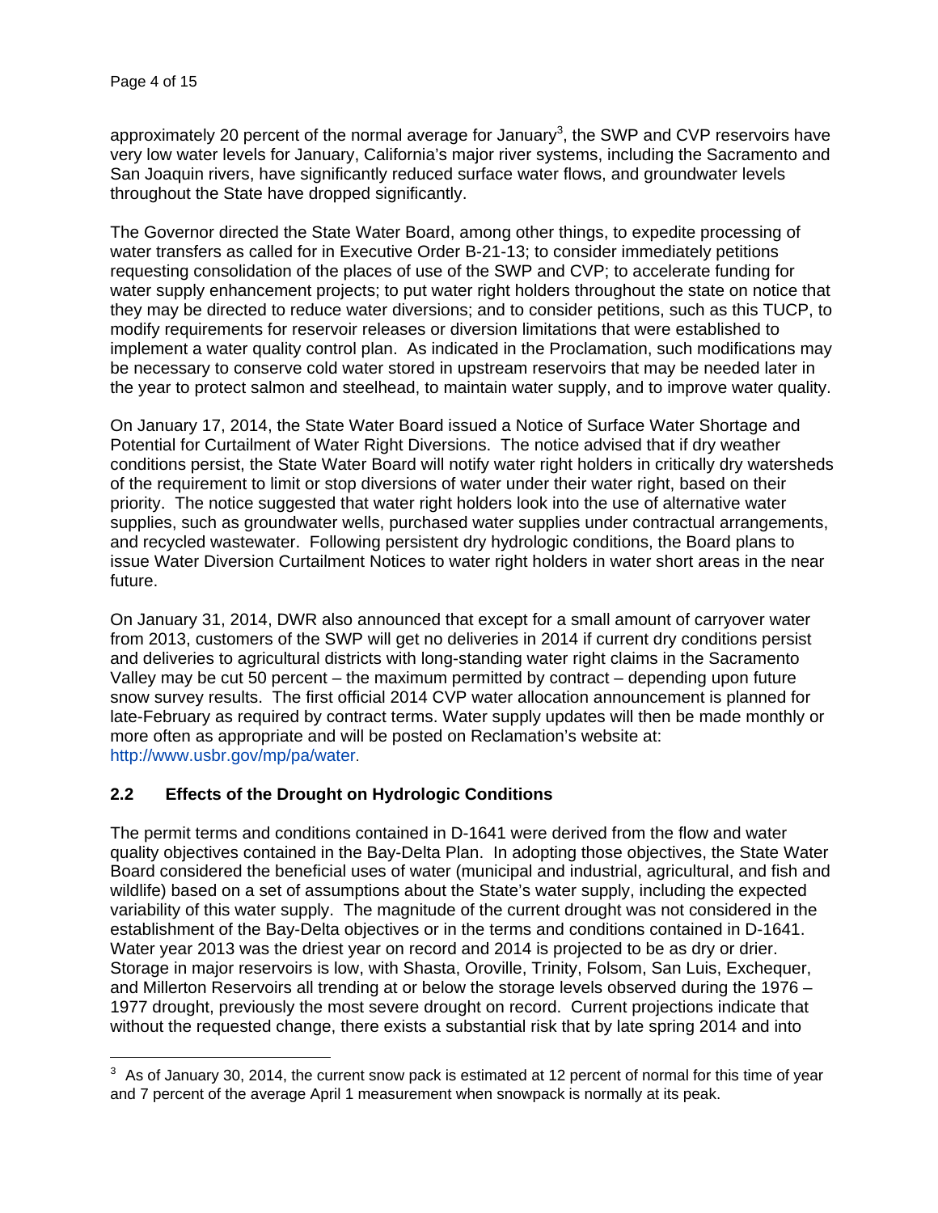approximately 20 percent of the normal average for January[3], the SWP and CVP reservoirs have very low water levels for January, California's major river systems, including the Sacramento and San Joaquin rivers, have significantly reduced surface water flows, and groundwater levels throughout the State have dropped significantly.

The Governor directed the State Water Board, among other things, to expedite processing of water transfers as called for in Executive Order B-21-13; to consider immediately petitions requesting consolidation of the places of use of the SWP and CVP; to accelerate funding for water supply enhancement projects; to put water right holders throughout the state on notice that they may be directed to reduce water diversions; and to consider petitions, such as this TUCP, to modify requirements for reservoir releases or diversion limitations that were established to implement a water quality control plan. As indicated in the Proclamation, such modifications may be necessary to conserve cold water stored in upstream reservoirs that may be needed later in the year to protect salmon and steelhead, to maintain water supply, and to improve water quality.

On January 17, 2014, the State Water Board issued a Notice of Surface Water Shortage and Potential for Curtailment of Water Right Diversions. The notice advised that if dry weather conditions persist, the State Water Board will notify water right holders in critically dry watersheds of the requirement to limit or stop diversions of water under their water right, based on their priority. The notice suggested that water right holders look into the use of alternative water supplies, such as groundwater wells, purchased water supplies under contractual arrangements, and recycled wastewater. Following persistent dry hydrologic conditions, the Board plans to issue Water Diversion Curtailment Notices to water right holders in water short areas in the near future.

On January 31, 2014, DWR also announced that except for a small amount of carryover water from 2013, customers of the SWP will get no deliveries in 2014 if current dry conditions persist and deliveries to agricultural districts with long-standing water right claims in the Sacramento Valley may be cut 50 percent – the maximum permitted by contract – depending upon future snow survey results. The first official 2014 CVP water allocation announcement is planned for late-February as required by contract terms. Water supply updates will then be made monthly or more often as appropriate and will be posted on Reclamation's website at: http://www.usbr.gov/mp/pa/water.

## 2.2 Effects of the Drought on Hydrologic Conditions

The permit terms and conditions contained in D-1641 were derived from the flow and water quality objectives contained in the Bay-Delta Plan. In adopting those objectives, the State Water Board considered the beneficial uses of water (municipal and industrial, agricultural, and fish and wildlife) based on a set of assumptions about the State's water supply, including the expected variability of this water supply. The magnitude of the current drought was not considered in the establishment of the Bay-Delta objectives or in the terms and conditions contained in D-1641. Water year 2013 was the driest year on record and 2014 is projected to be as dry or drier. Storage in major reservoirs is low, with Shasta, Oroville, Trinity, Folsom, San Luis, Exchequer, and Millerton Reservoirs all trending at or below the storage levels observed during the 1976 – 1977 drought, previously the most severe drought on record. Current projections indicate that without the requested change, there exists a substantial risk that by late spring 2014 and into

[3] As of January 30, 2014, the current snow pack is estimated at 12 percent of normal for this time of year and 7 percent of the average April 1 measurement when snowpack is normally at its peak.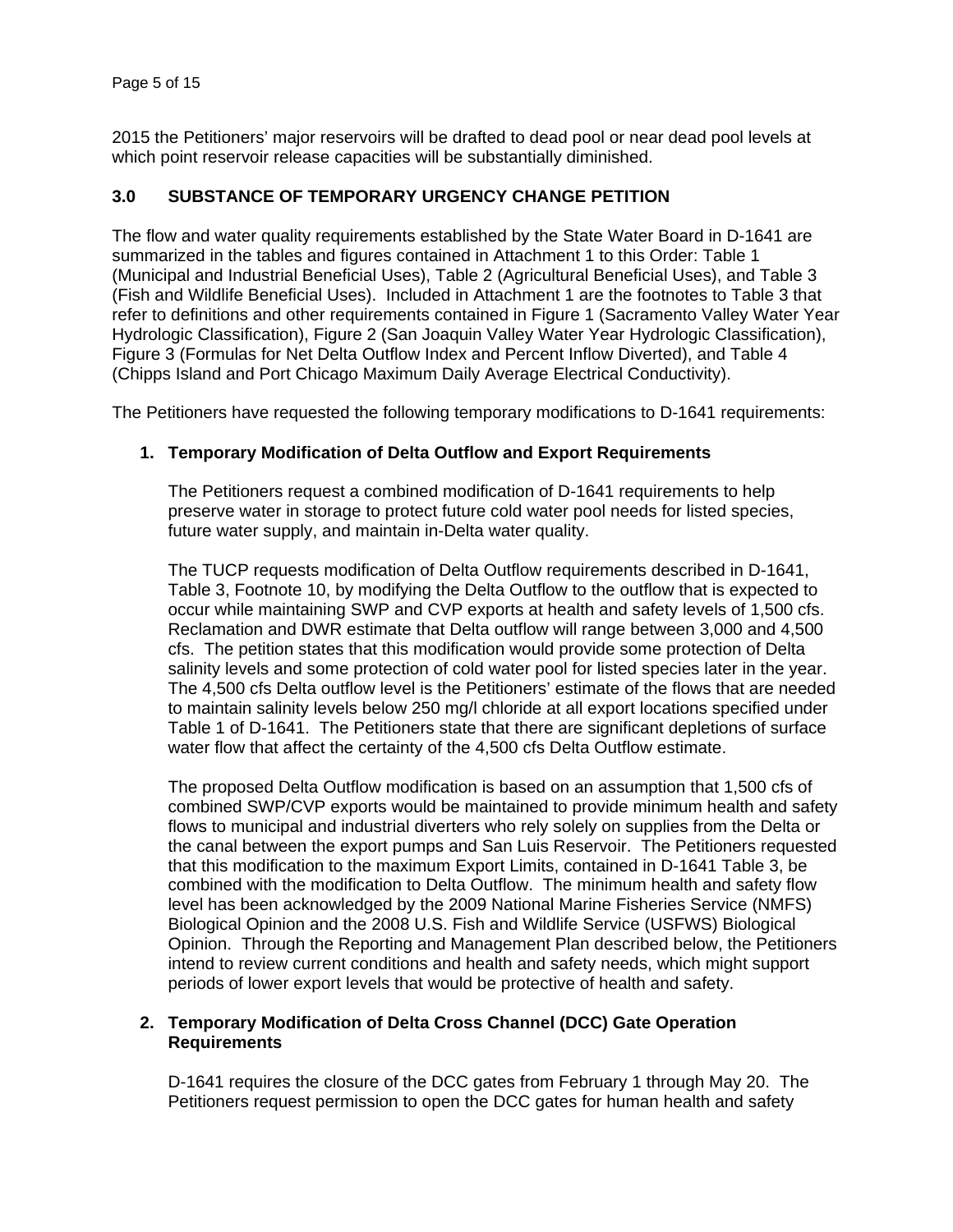2015 the Petitioners' major reservoirs will be drafted to dead pool or near dead pool levels at which point reservoir release capacities will be substantially diminished.

## 3.0 SUBSTANCE OF TEMPORARY URGENCY CHANGE PETITION

The flow and water quality requirements established by the State Water Board in D-1641 are summarized in the tables and figures contained in Attachment 1 to this Order: Table 1 (Municipal and Industrial Beneficial Uses), Table 2 (Agricultural Beneficial Uses), and Table 3 (Fish and Wildlife Beneficial Uses). Included in Attachment 1 are the footnotes to Table 3 that refer to definitions and other requirements contained in Figure 1 (Sacramento Valley Water Year Hydrologic Classification), Figure 2 (San Joaquin Valley Water Year Hydrologic Classification), Figure 3 (Formulas for Net Delta Outflow Index and Percent Inflow Diverted), and Table 4 (Chipps Island and Port Chicago Maximum Daily Average Electrical Conductivity).

The Petitioners have requested the following temporary modifications to D-1641 requirements:

1. **Temporary Modification of Delta Outflow and Export Requirements**

   The Petitioners request a combined modification of D-1641 requirements to help preserve water in storage to protect future cold water pool needs for listed species, future water supply, and maintain in-Delta water quality.

   The TUCP requests modification of Delta Outflow requirements described in D-1641, Table 3, Footnote 10, by modifying the Delta Outflow to the outflow that is expected to occur while maintaining SWP and CVP exports at health and safety levels of 1,500 cfs. Reclamation and DWR estimate that Delta outflow will range between 3,000 and 4,500 cfs. The petition states that this modification would provide some protection of Delta salinity levels and some protection of cold water pool for listed species later in the year. The 4,500 cfs Delta outflow level is the Petitioners' estimate of the flows that are needed to maintain salinity levels below 250 mg/l chloride at all export locations specified under Table 1 of D-1641. The Petitioners state that there are significant depletions of surface water flow that affect the certainty of the 4,500 cfs Delta Outflow estimate.

   The proposed Delta Outflow modification is based on an assumption that 1,500 cfs of combined SWP/CVP exports would be maintained to provide minimum health and safety flows to municipal and industrial diverters who rely solely on supplies from the Delta or the canal between the export pumps and San Luis Reservoir. The Petitioners requested that this modification to the maximum Export Limits, contained in D-1641 Table 3, be combined with the modification to Delta Outflow. The minimum health and safety flow level has been acknowledged by the 2009 National Marine Fisheries Service (NMFS) Biological Opinion and the 2008 U.S. Fish and Wildlife Service (USFWS) Biological Opinion. Through the Reporting and Management Plan described below, the Petitioners intend to review current conditions and health and safety needs, which might support periods of lower export levels that would be protective of health and safety.

2. **Temporary Modification of Delta Cross Channel (DCC) Gate Operation Requirements**

   D-1641 requires the closure of the DCC gates from February 1 through May 20. The Petitioners request permission to open the DCC gates for human health and safety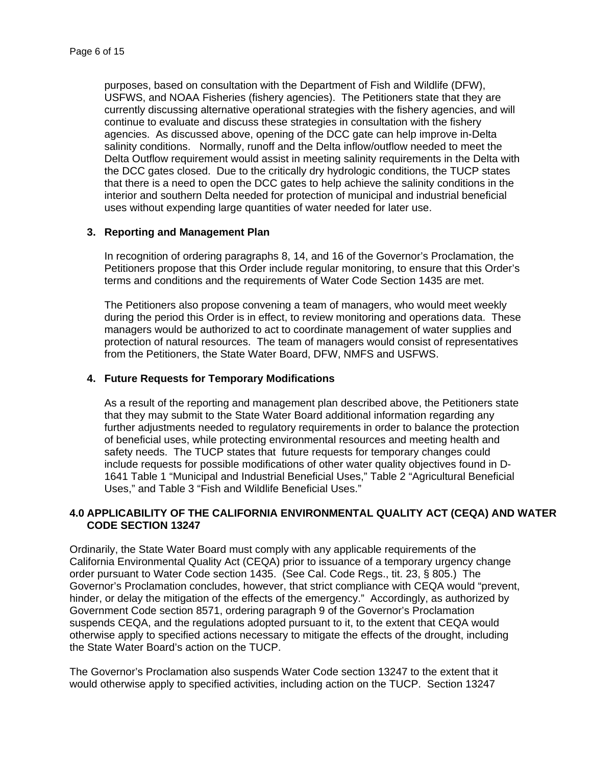purposes, based on consultation with the Department of Fish and Wildlife (DFW), USFWS, and NOAA Fisheries (fishery agencies). The Petitioners state that they are currently discussing alternative operational strategies with the fishery agencies, and will continue to evaluate and discuss these strategies in consultation with the fishery agencies. As discussed above, opening of the DCC gate can help improve in-Delta salinity conditions. Normally, runoff and the Delta inflow/outflow needed to meet the Delta Outflow requirement would assist in meeting salinity requirements in the Delta with the DCC gates closed. Due to the critically dry hydrologic conditions, the TUCP states that there is a need to open the DCC gates to help achieve the salinity conditions in the interior and southern Delta needed for protection of municipal and industrial beneficial uses without expending large quantities of water needed for later use.

### 3. Reporting and Management Plan

In recognition of ordering paragraphs 8, 14, and 16 of the Governor's Proclamation, the Petitioners propose that this Order include regular monitoring, to ensure that this Order's terms and conditions and the requirements of Water Code Section 1435 are met.

The Petitioners also propose convening a team of managers, who would meet weekly during the period this Order is in effect, to review monitoring and operations data. These managers would be authorized to act to coordinate management of water supplies and protection of natural resources. The team of managers would consist of representatives from the Petitioners, the State Water Board, DFW, NMFS and USFWS.

### 4. Future Requests for Temporary Modifications

As a result of the reporting and management plan described above, the Petitioners state that they may submit to the State Water Board additional information regarding any further adjustments needed to regulatory requirements in order to balance the protection of beneficial uses, while protecting environmental resources and meeting health and safety needs. The TUCP states that future requests for temporary changes could include requests for possible modifications of other water quality objectives found in D-1641 Table 1 "Municipal and Industrial Beneficial Uses," Table 2 "Agricultural Beneficial Uses," and Table 3 "Fish and Wildlife Beneficial Uses."

## 4.0 APPLICABILITY OF THE CALIFORNIA ENVIRONMENTAL QUALITY ACT (CEQA) AND WATER CODE SECTION 13247

Ordinarily, the State Water Board must comply with any applicable requirements of the California Environmental Quality Act (CEQA) prior to issuance of a temporary urgency change order pursuant to Water Code section 1435. (See Cal. Code Regs., tit. 23, § 805.) The Governor's Proclamation concludes, however, that strict compliance with CEQA would "prevent, hinder, or delay the mitigation of the effects of the emergency." Accordingly, as authorized by Government Code section 8571, ordering paragraph 9 of the Governor's Proclamation suspends CEQA, and the regulations adopted pursuant to it, to the extent that CEQA would otherwise apply to specified actions necessary to mitigate the effects of the drought, including the State Water Board's action on the TUCP.

The Governor's Proclamation also suspends Water Code section 13247 to the extent that it would otherwise apply to specified activities, including action on the TUCP. Section 13247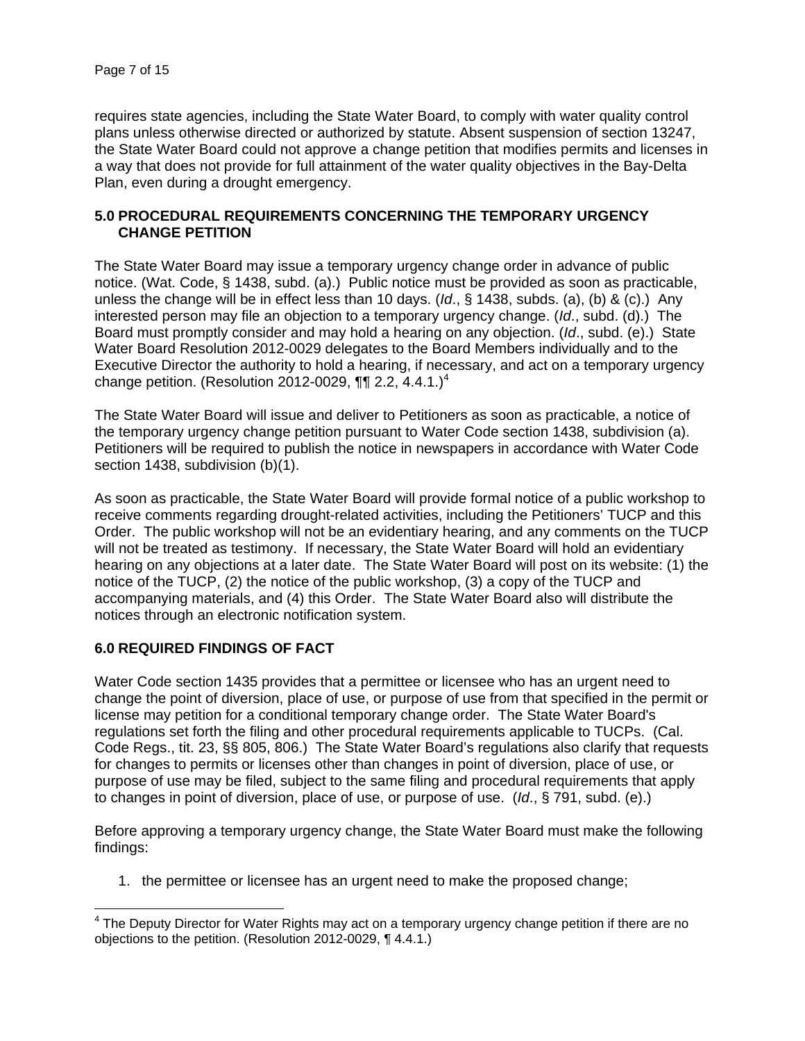requires state agencies, including the State Water Board, to comply with water quality control plans unless otherwise directed or authorized by statute. Absent suspension of section 13247, the State Water Board could not approve a change petition that modifies permits and licenses in a way that does not provide for full attainment of the water quality objectives in the Bay-Delta Plan, even during a drought emergency.

## 5.0 PROCEDURAL REQUIREMENTS CONCERNING THE TEMPORARY URGENCY CHANGE PETITION

The State Water Board may issue a temporary urgency change order in advance of public notice. (Wat. Code, § 1438, subd. (a).) Public notice must be provided as soon as practicable, unless the change will be in effect less than 10 days. (*Id*., § 1438, subds. (a), (b) & (c).) Any interested person may file an objection to a temporary urgency change. (*Id*., subd. (d).) The Board must promptly consider and may hold a hearing on any objection. (*Id*., subd. (e).) State Water Board Resolution 2012-0029 delegates to the Board Members individually and to the Executive Director the authority to hold a hearing, if necessary, and act on a temporary urgency change petition. (Resolution 2012-0029, ¶¶ 2.2, 4.4.1.)[4]

The State Water Board will issue and deliver to Petitioners as soon as practicable, a notice of the temporary urgency change petition pursuant to Water Code section 1438, subdivision (a). Petitioners will be required to publish the notice in newspapers in accordance with Water Code section 1438, subdivision (b)(1).

As soon as practicable, the State Water Board will provide formal notice of a public workshop to receive comments regarding drought-related activities, including the Petitioners' TUCP and this Order. The public workshop will not be an evidentiary hearing, and any comments on the TUCP will not be treated as testimony. If necessary, the State Water Board will hold an evidentiary hearing on any objections at a later date. The State Water Board will post on its website: (1) the notice of the TUCP, (2) the notice of the public workshop, (3) a copy of the TUCP and accompanying materials, and (4) this Order. The State Water Board also will distribute the notices through an electronic notification system.

## 6.0 REQUIRED FINDINGS OF FACT

Water Code section 1435 provides that a permittee or licensee who has an urgent need to change the point of diversion, place of use, or purpose of use from that specified in the permit or license may petition for a conditional temporary change order. The State Water Board's regulations set forth the filing and other procedural requirements applicable to TUCPs. (Cal. Code Regs., tit. 23, §§ 805, 806.) The State Water Board's regulations also clarify that requests for changes to permits or licenses other than changes in point of diversion, place of use, or purpose of use may be filed, subject to the same filing and procedural requirements that apply to changes in point of diversion, place of use, or purpose of use. (*Id*., § 791, subd. (e).)

Before approving a temporary urgency change, the State Water Board must make the following findings:

1. the permittee or licensee has an urgent need to make the proposed change;

---

[4] The Deputy Director for Water Rights may act on a temporary urgency change petition if there are no objections to the petition. (Resolution 2012-0029, ¶ 4.4.1.)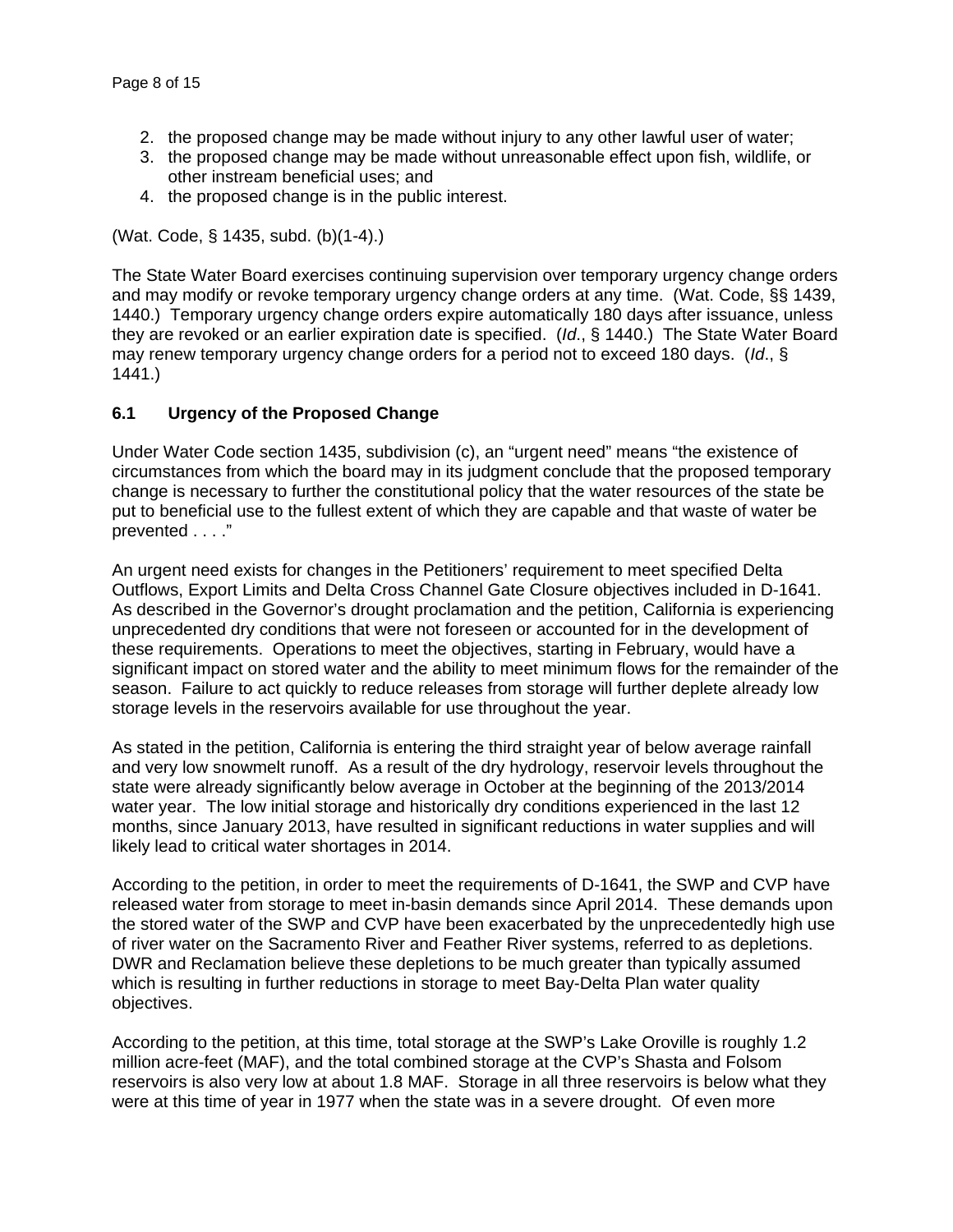2. the proposed change may be made without injury to any other lawful user of water;
3. the proposed change may be made without unreasonable effect upon fish, wildlife, or other instream beneficial uses; and
4. the proposed change is in the public interest.

(Wat. Code, § 1435, subd. (b)(1-4).)

The State Water Board exercises continuing supervision over temporary urgency change orders and may modify or revoke temporary urgency change orders at any time. (Wat. Code, §§ 1439, 1440.) Temporary urgency change orders expire automatically 180 days after issuance, unless they are revoked or an earlier expiration date is specified. (*Id*., § 1440.) The State Water Board may renew temporary urgency change orders for a period not to exceed 180 days. (*Id*., § 1441.)

### 6.1 Urgency of the Proposed Change

Under Water Code section 1435, subdivision (c), an "urgent need" means "the existence of circumstances from which the board may in its judgment conclude that the proposed temporary change is necessary to further the constitutional policy that the water resources of the state be put to beneficial use to the fullest extent of which they are capable and that waste of water be prevented . . . ."

An urgent need exists for changes in the Petitioners' requirement to meet specified Delta Outflows, Export Limits and Delta Cross Channel Gate Closure objectives included in D-1641. As described in the Governor's drought proclamation and the petition, California is experiencing unprecedented dry conditions that were not foreseen or accounted for in the development of these requirements. Operations to meet the objectives, starting in February, would have a significant impact on stored water and the ability to meet minimum flows for the remainder of the season. Failure to act quickly to reduce releases from storage will further deplete already low storage levels in the reservoirs available for use throughout the year.

As stated in the petition, California is entering the third straight year of below average rainfall and very low snowmelt runoff. As a result of the dry hydrology, reservoir levels throughout the state were already significantly below average in October at the beginning of the 2013/2014 water year. The low initial storage and historically dry conditions experienced in the last 12 months, since January 2013, have resulted in significant reductions in water supplies and will likely lead to critical water shortages in 2014.

According to the petition, in order to meet the requirements of D-1641, the SWP and CVP have released water from storage to meet in-basin demands since April 2014. These demands upon the stored water of the SWP and CVP have been exacerbated by the unprecedentedly high use of river water on the Sacramento River and Feather River systems, referred to as depletions. DWR and Reclamation believe these depletions to be much greater than typically assumed which is resulting in further reductions in storage to meet Bay-Delta Plan water quality objectives.

According to the petition, at this time, total storage at the SWP's Lake Oroville is roughly 1.2 million acre-feet (MAF), and the total combined storage at the CVP's Shasta and Folsom reservoirs is also very low at about 1.8 MAF. Storage in all three reservoirs is below what they were at this time of year in 1977 when the state was in a severe drought. Of even more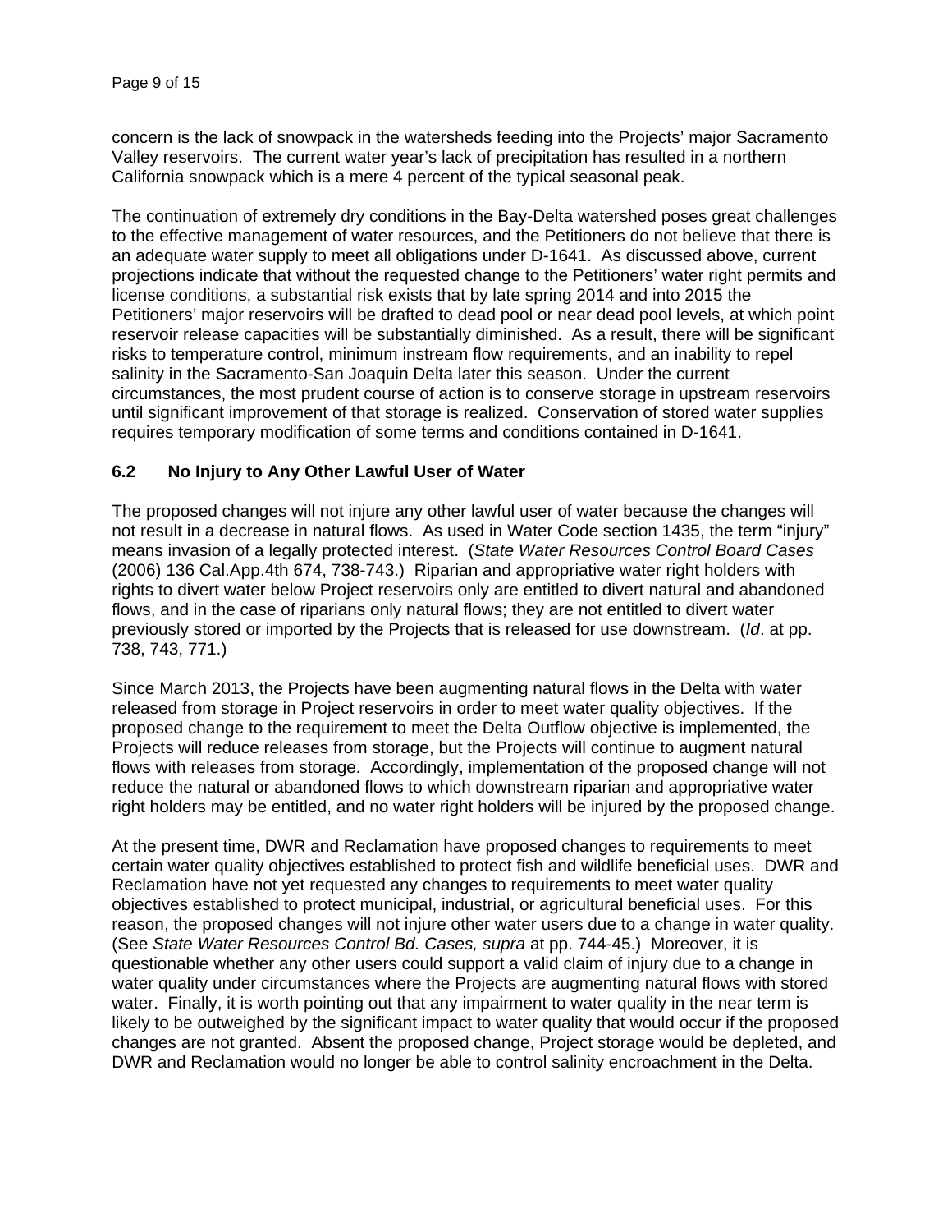concern is the lack of snowpack in the watersheds feeding into the Projects' major Sacramento Valley reservoirs. The current water year's lack of precipitation has resulted in a northern California snowpack which is a mere 4 percent of the typical seasonal peak.

The continuation of extremely dry conditions in the Bay-Delta watershed poses great challenges to the effective management of water resources, and the Petitioners do not believe that there is an adequate water supply to meet all obligations under D-1641. As discussed above, current projections indicate that without the requested change to the Petitioners' water right permits and license conditions, a substantial risk exists that by late spring 2014 and into 2015 the Petitioners' major reservoirs will be drafted to dead pool or near dead pool levels, at which point reservoir release capacities will be substantially diminished. As a result, there will be significant risks to temperature control, minimum instream flow requirements, and an inability to repel salinity in the Sacramento-San Joaquin Delta later this season. Under the current circumstances, the most prudent course of action is to conserve storage in upstream reservoirs until significant improvement of that storage is realized. Conservation of stored water supplies requires temporary modification of some terms and conditions contained in D-1641.

### 6.2 No Injury to Any Other Lawful User of Water

The proposed changes will not injure any other lawful user of water because the changes will not result in a decrease in natural flows. As used in Water Code section 1435, the term "injury" means invasion of a legally protected interest. (*State Water Resources Control Board Cases* (2006) 136 Cal.App.4th 674, 738-743.) Riparian and appropriative water right holders with rights to divert water below Project reservoirs only are entitled to divert natural and abandoned flows, and in the case of riparians only natural flows; they are not entitled to divert water previously stored or imported by the Projects that is released for use downstream. (*Id*. at pp. 738, 743, 771.)

Since March 2013, the Projects have been augmenting natural flows in the Delta with water released from storage in Project reservoirs in order to meet water quality objectives. If the proposed change to the requirement to meet the Delta Outflow objective is implemented, the Projects will reduce releases from storage, but the Projects will continue to augment natural flows with releases from storage. Accordingly, implementation of the proposed change will not reduce the natural or abandoned flows to which downstream riparian and appropriative water right holders may be entitled, and no water right holders will be injured by the proposed change.

At the present time, DWR and Reclamation have proposed changes to requirements to meet certain water quality objectives established to protect fish and wildlife beneficial uses. DWR and Reclamation have not yet requested any changes to requirements to meet water quality objectives established to protect municipal, industrial, or agricultural beneficial uses. For this reason, the proposed changes will not injure other water users due to a change in water quality. (See *State Water Resources Control Bd. Cases, supra* at pp. 744-45.) Moreover, it is questionable whether any other users could support a valid claim of injury due to a change in water quality under circumstances where the Projects are augmenting natural flows with stored water. Finally, it is worth pointing out that any impairment to water quality in the near term is likely to be outweighed by the significant impact to water quality that would occur if the proposed changes are not granted. Absent the proposed change, Project storage would be depleted, and DWR and Reclamation would no longer be able to control salinity encroachment in the Delta.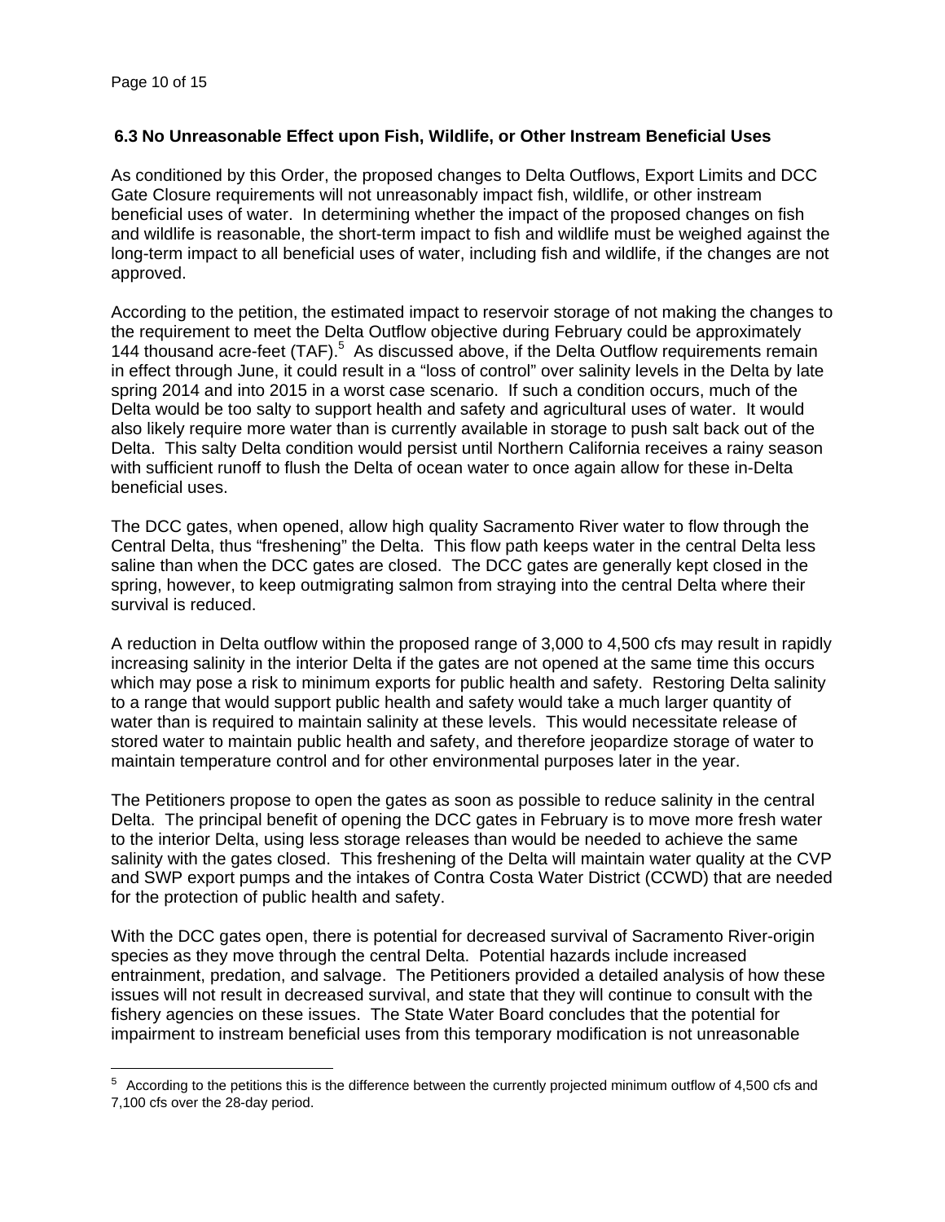### 6.3 No Unreasonable Effect upon Fish, Wildlife, or Other Instream Beneficial Uses

As conditioned by this Order, the proposed changes to Delta Outflows, Export Limits and DCC Gate Closure requirements will not unreasonably impact fish, wildlife, or other instream beneficial uses of water. In determining whether the impact of the proposed changes on fish and wildlife is reasonable, the short-term impact to fish and wildlife must be weighed against the long-term impact to all beneficial uses of water, including fish and wildlife, if the changes are not approved.

According to the petition, the estimated impact to reservoir storage of not making the changes to the requirement to meet the Delta Outflow objective during February could be approximately 144 thousand acre-feet (TAF).[5] As discussed above, if the Delta Outflow requirements remain in effect through June, it could result in a "loss of control" over salinity levels in the Delta by late spring 2014 and into 2015 in a worst case scenario. If such a condition occurs, much of the Delta would be too salty to support health and safety and agricultural uses of water. It would also likely require more water than is currently available in storage to push salt back out of the Delta. This salty Delta condition would persist until Northern California receives a rainy season with sufficient runoff to flush the Delta of ocean water to once again allow for these in-Delta beneficial uses.

The DCC gates, when opened, allow high quality Sacramento River water to flow through the Central Delta, thus "freshening" the Delta. This flow path keeps water in the central Delta less saline than when the DCC gates are closed. The DCC gates are generally kept closed in the spring, however, to keep outmigrating salmon from straying into the central Delta where their survival is reduced.

A reduction in Delta outflow within the proposed range of 3,000 to 4,500 cfs may result in rapidly increasing salinity in the interior Delta if the gates are not opened at the same time this occurs which may pose a risk to minimum exports for public health and safety. Restoring Delta salinity to a range that would support public health and safety would take a much larger quantity of water than is required to maintain salinity at these levels. This would necessitate release of stored water to maintain public health and safety, and therefore jeopardize storage of water to maintain temperature control and for other environmental purposes later in the year.

The Petitioners propose to open the gates as soon as possible to reduce salinity in the central Delta. The principal benefit of opening the DCC gates in February is to move more fresh water to the interior Delta, using less storage releases than would be needed to achieve the same salinity with the gates closed. This freshening of the Delta will maintain water quality at the CVP and SWP export pumps and the intakes of Contra Costa Water District (CCWD) that are needed for the protection of public health and safety.

With the DCC gates open, there is potential for decreased survival of Sacramento River-origin species as they move through the central Delta. Potential hazards include increased entrainment, predation, and salvage. The Petitioners provided a detailed analysis of how these issues will not result in decreased survival, and state that they will continue to consult with the fishery agencies on these issues. The State Water Board concludes that the potential for impairment to instream beneficial uses from this temporary modification is not unreasonable

---

[5] According to the petitions this is the difference between the currently projected minimum outflow of 4,500 cfs and 7,100 cfs over the 28-day period.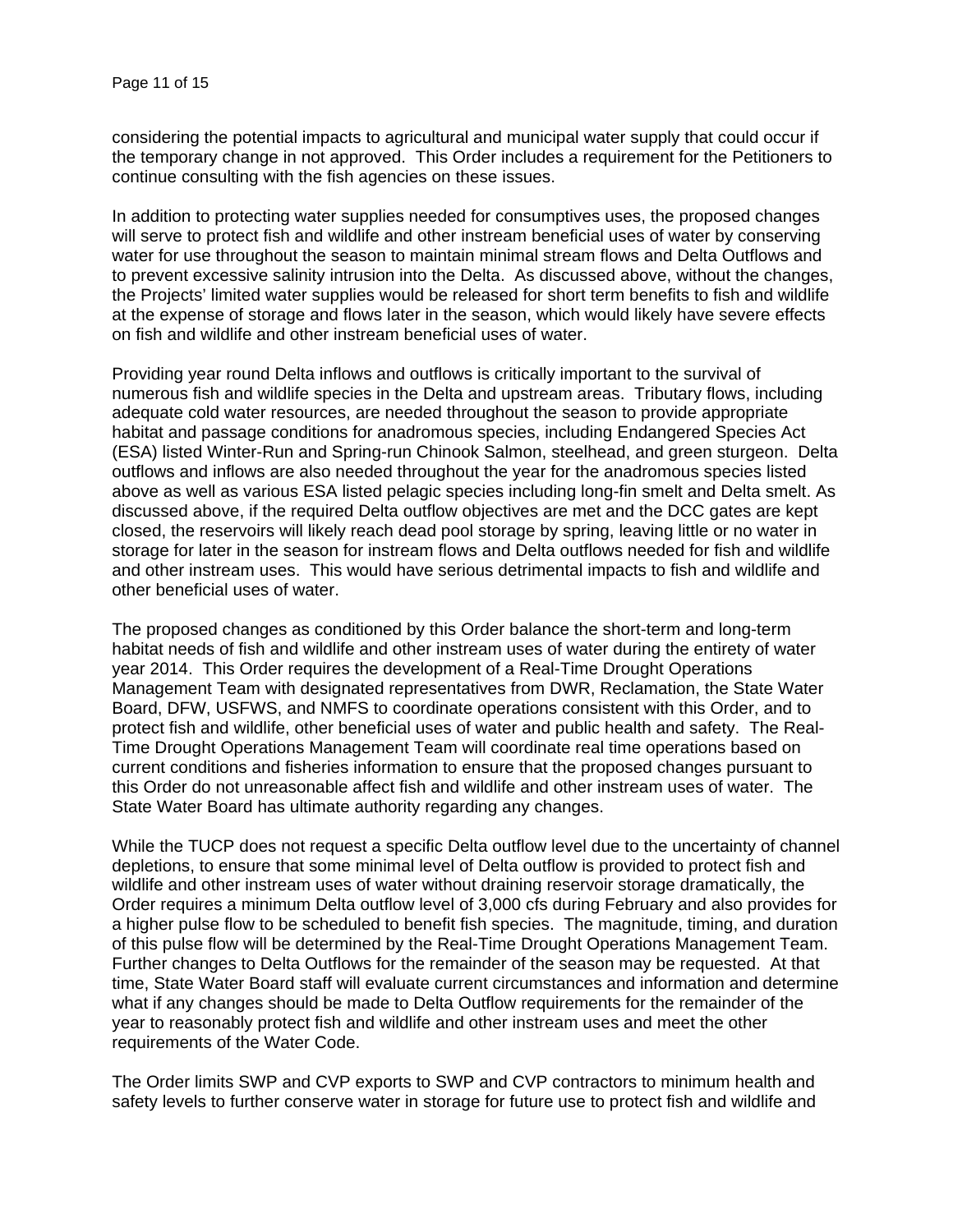considering the potential impacts to agricultural and municipal water supply that could occur if the temporary change in not approved. This Order includes a requirement for the Petitioners to continue consulting with the fish agencies on these issues.

In addition to protecting water supplies needed for consumptives uses, the proposed changes will serve to protect fish and wildlife and other instream beneficial uses of water by conserving water for use throughout the season to maintain minimal stream flows and Delta Outflows and to prevent excessive salinity intrusion into the Delta. As discussed above, without the changes, the Projects' limited water supplies would be released for short term benefits to fish and wildlife at the expense of storage and flows later in the season, which would likely have severe effects on fish and wildlife and other instream beneficial uses of water.

Providing year round Delta inflows and outflows is critically important to the survival of numerous fish and wildlife species in the Delta and upstream areas. Tributary flows, including adequate cold water resources, are needed throughout the season to provide appropriate habitat and passage conditions for anadromous species, including Endangered Species Act (ESA) listed Winter-Run and Spring-run Chinook Salmon, steelhead, and green sturgeon. Delta outflows and inflows are also needed throughout the year for the anadromous species listed above as well as various ESA listed pelagic species including long-fin smelt and Delta smelt. As discussed above, if the required Delta outflow objectives are met and the DCC gates are kept closed, the reservoirs will likely reach dead pool storage by spring, leaving little or no water in storage for later in the season for instream flows and Delta outflows needed for fish and wildlife and other instream uses. This would have serious detrimental impacts to fish and wildlife and other beneficial uses of water.

The proposed changes as conditioned by this Order balance the short-term and long-term habitat needs of fish and wildlife and other instream uses of water during the entirety of water year 2014. This Order requires the development of a Real-Time Drought Operations Management Team with designated representatives from DWR, Reclamation, the State Water Board, DFW, USFWS, and NMFS to coordinate operations consistent with this Order, and to protect fish and wildlife, other beneficial uses of water and public health and safety. The Real-Time Drought Operations Management Team will coordinate real time operations based on current conditions and fisheries information to ensure that the proposed changes pursuant to this Order do not unreasonable affect fish and wildlife and other instream uses of water. The State Water Board has ultimate authority regarding any changes.

While the TUCP does not request a specific Delta outflow level due to the uncertainty of channel depletions, to ensure that some minimal level of Delta outflow is provided to protect fish and wildlife and other instream uses of water without draining reservoir storage dramatically, the Order requires a minimum Delta outflow level of 3,000 cfs during February and also provides for a higher pulse flow to be scheduled to benefit fish species. The magnitude, timing, and duration of this pulse flow will be determined by the Real-Time Drought Operations Management Team. Further changes to Delta Outflows for the remainder of the season may be requested. At that time, State Water Board staff will evaluate current circumstances and information and determine what if any changes should be made to Delta Outflow requirements for the remainder of the year to reasonably protect fish and wildlife and other instream uses and meet the other requirements of the Water Code.

The Order limits SWP and CVP exports to SWP and CVP contractors to minimum health and safety levels to further conserve water in storage for future use to protect fish and wildlife and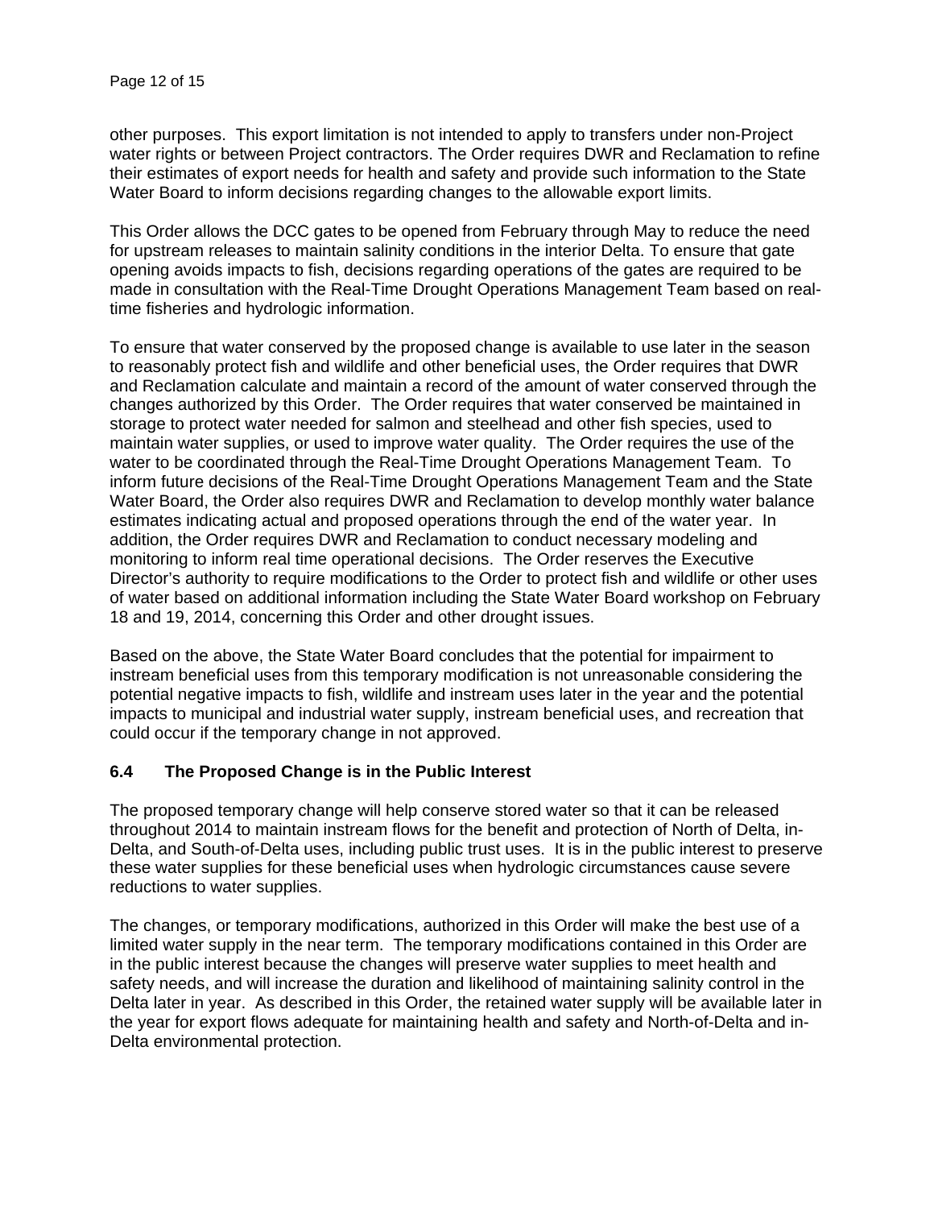other purposes. This export limitation is not intended to apply to transfers under non-Project water rights or between Project contractors. The Order requires DWR and Reclamation to refine their estimates of export needs for health and safety and provide such information to the State Water Board to inform decisions regarding changes to the allowable export limits.

This Order allows the DCC gates to be opened from February through May to reduce the need for upstream releases to maintain salinity conditions in the interior Delta. To ensure that gate opening avoids impacts to fish, decisions regarding operations of the gates are required to be made in consultation with the Real-Time Drought Operations Management Team based on real-time fisheries and hydrologic information.

To ensure that water conserved by the proposed change is available to use later in the season to reasonably protect fish and wildlife and other beneficial uses, the Order requires that DWR and Reclamation calculate and maintain a record of the amount of water conserved through the changes authorized by this Order. The Order requires that water conserved be maintained in storage to protect water needed for salmon and steelhead and other fish species, used to maintain water supplies, or used to improve water quality. The Order requires the use of the water to be coordinated through the Real-Time Drought Operations Management Team. To inform future decisions of the Real-Time Drought Operations Management Team and the State Water Board, the Order also requires DWR and Reclamation to develop monthly water balance estimates indicating actual and proposed operations through the end of the water year. In addition, the Order requires DWR and Reclamation to conduct necessary modeling and monitoring to inform real time operational decisions. The Order reserves the Executive Director's authority to require modifications to the Order to protect fish and wildlife or other uses of water based on additional information including the State Water Board workshop on February 18 and 19, 2014, concerning this Order and other drought issues.

Based on the above, the State Water Board concludes that the potential for impairment to instream beneficial uses from this temporary modification is not unreasonable considering the potential negative impacts to fish, wildlife and instream uses later in the year and the potential impacts to municipal and industrial water supply, instream beneficial uses, and recreation that could occur if the temporary change in not approved.

### 6.4 The Proposed Change is in the Public Interest

The proposed temporary change will help conserve stored water so that it can be released throughout 2014 to maintain instream flows for the benefit and protection of North of Delta, in-Delta, and South-of-Delta uses, including public trust uses. It is in the public interest to preserve these water supplies for these beneficial uses when hydrologic circumstances cause severe reductions to water supplies.

The changes, or temporary modifications, authorized in this Order will make the best use of a limited water supply in the near term. The temporary modifications contained in this Order are in the public interest because the changes will preserve water supplies to meet health and safety needs, and will increase the duration and likelihood of maintaining salinity control in the Delta later in year. As described in this Order, the retained water supply will be available later in the year for export flows adequate for maintaining health and safety and North-of-Delta and in-Delta environmental protection.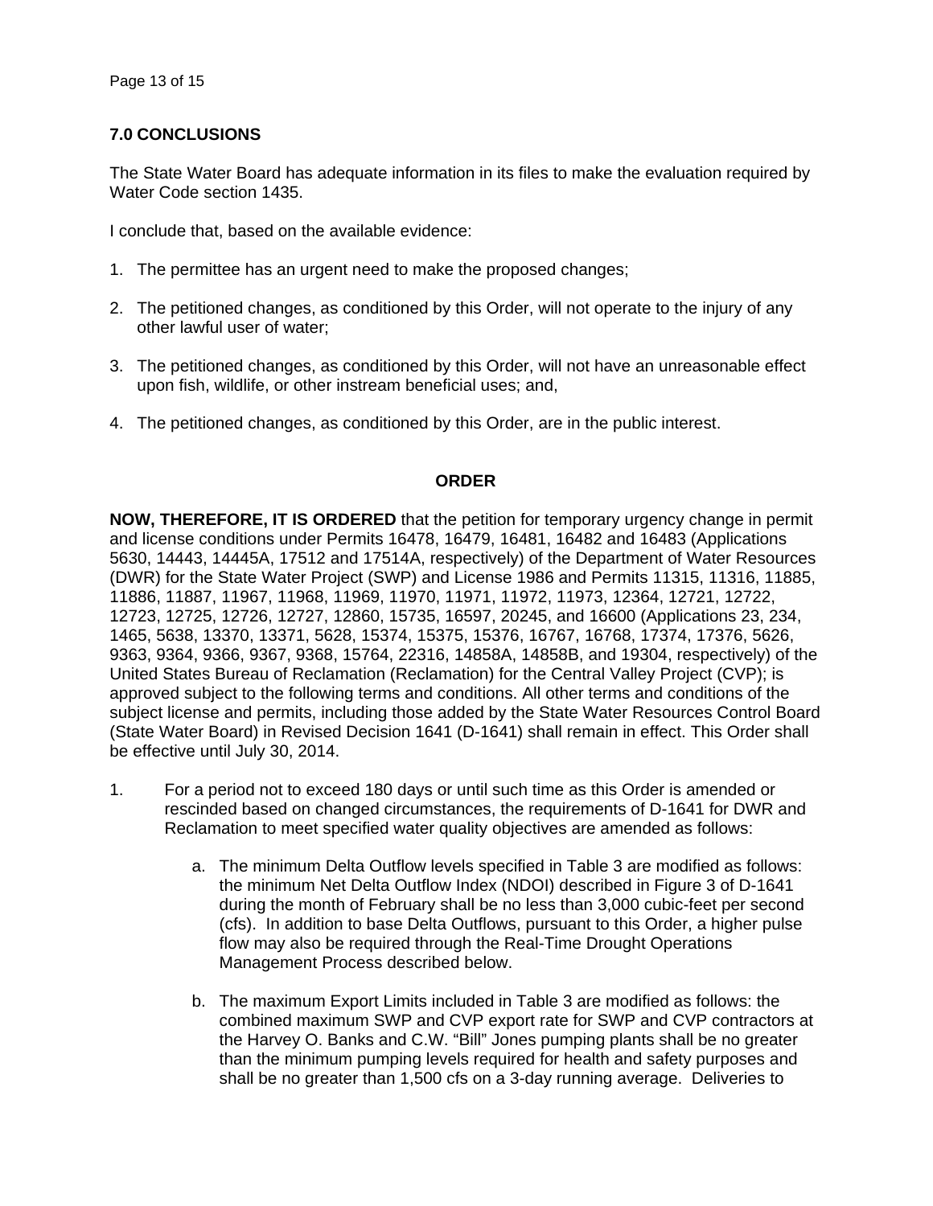## 7.0 CONCLUSIONS

The State Water Board has adequate information in its files to make the evaluation required by Water Code section 1435.

I conclude that, based on the available evidence:

1. The permittee has an urgent need to make the proposed changes;
2. The petitioned changes, as conditioned by this Order, will not operate to the injury of any other lawful user of water;
3. The petitioned changes, as conditioned by this Order, will not have an unreasonable effect upon fish, wildlife, or other instream beneficial uses; and,
4. The petitioned changes, as conditioned by this Order, are in the public interest.

## ORDER

**NOW, THEREFORE, IT IS ORDERED** that the petition for temporary urgency change in permit and license conditions under Permits 16478, 16479, 16481, 16482 and 16483 (Applications 5630, 14443, 14445A, 17512 and 17514A, respectively) of the Department of Water Resources (DWR) for the State Water Project (SWP) and License 1986 and Permits 11315, 11316, 11885, 11886, 11887, 11967, 11968, 11969, 11970, 11971, 11972, 11973, 12364, 12721, 12722, 12723, 12725, 12726, 12727, 12860, 15735, 16597, 20245, and 16600 (Applications 23, 234, 1465, 5638, 13370, 13371, 5628, 15374, 15375, 15376, 16767, 16768, 17374, 17376, 5626, 9363, 9364, 9366, 9367, 9368, 15764, 22316, 14858A, 14858B, and 19304, respectively) of the United States Bureau of Reclamation (Reclamation) for the Central Valley Project (CVP); is approved subject to the following terms and conditions. All other terms and conditions of the subject license and permits, including those added by the State Water Resources Control Board (State Water Board) in Revised Decision 1641 (D-1641) shall remain in effect. This Order shall be effective until July 30, 2014.

1. For a period not to exceed 180 days or until such time as this Order is amended or rescinded based on changed circumstances, the requirements of D-1641 for DWR and Reclamation to meet specified water quality objectives are amended as follows:

    a. The minimum Delta Outflow levels specified in Table 3 are modified as follows: the minimum Net Delta Outflow Index (NDOI) described in Figure 3 of D-1641 during the month of February shall be no less than 3,000 cubic-feet per second (cfs). In addition to base Delta Outflows, pursuant to this Order, a higher pulse flow may also be required through the Real-Time Drought Operations Management Process described below.

    b. The maximum Export Limits included in Table 3 are modified as follows: the combined maximum SWP and CVP export rate for SWP and CVP contractors at the Harvey O. Banks and C.W. "Bill" Jones pumping plants shall be no greater than the minimum pumping levels required for health and safety purposes and shall be no greater than 1,500 cfs on a 3-day running average. Deliveries to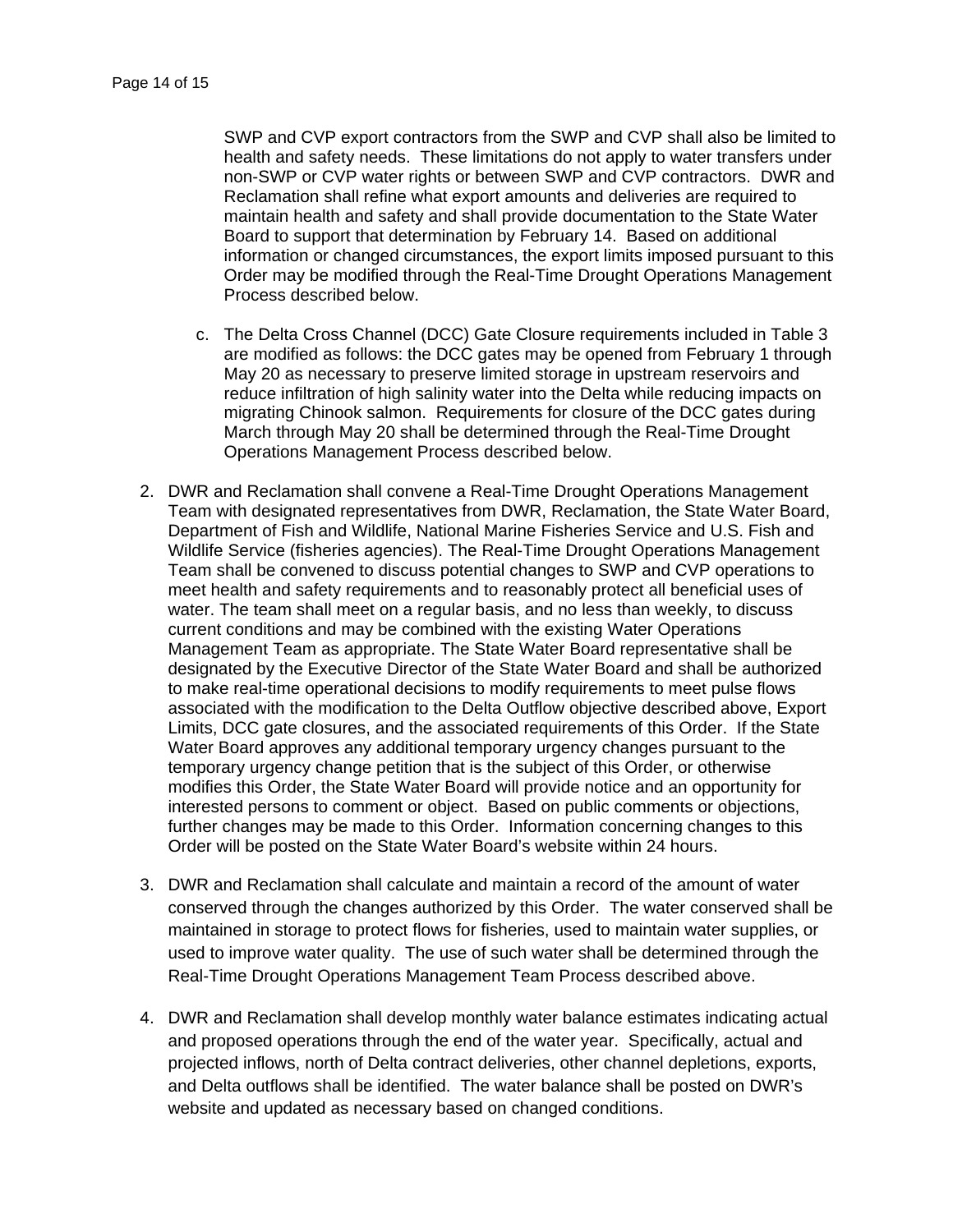SWP and CVP export contractors from the SWP and CVP shall also be limited to health and safety needs. These limitations do not apply to water transfers under non-SWP or CVP water rights or between SWP and CVP contractors. DWR and Reclamation shall refine what export amounts and deliveries are required to maintain health and safety and shall provide documentation to the State Water Board to support that determination by February 14. Based on additional information or changed circumstances, the export limits imposed pursuant to this Order may be modified through the Real-Time Drought Operations Management Process described below.

   c. The Delta Cross Channel (DCC) Gate Closure requirements included in Table 3 are modified as follows: the DCC gates may be opened from February 1 through May 20 as necessary to preserve limited storage in upstream reservoirs and reduce infiltration of high salinity water into the Delta while reducing impacts on migrating Chinook salmon. Requirements for closure of the DCC gates during March through May 20 shall be determined through the Real-Time Drought Operations Management Process described below.

2. DWR and Reclamation shall convene a Real-Time Drought Operations Management Team with designated representatives from DWR, Reclamation, the State Water Board, Department of Fish and Wildlife, National Marine Fisheries Service and U.S. Fish and Wildlife Service (fisheries agencies). The Real-Time Drought Operations Management Team shall be convened to discuss potential changes to SWP and CVP operations to meet health and safety requirements and to reasonably protect all beneficial uses of water. The team shall meet on a regular basis, and no less than weekly, to discuss current conditions and may be combined with the existing Water Operations Management Team as appropriate. The State Water Board representative shall be designated by the Executive Director of the State Water Board and shall be authorized to make real-time operational decisions to modify requirements to meet pulse flows associated with the modification to the Delta Outflow objective described above, Export Limits, DCC gate closures, and the associated requirements of this Order. If the State Water Board approves any additional temporary urgency changes pursuant to the temporary urgency change petition that is the subject of this Order, or otherwise modifies this Order, the State Water Board will provide notice and an opportunity for interested persons to comment or object. Based on public comments or objections, further changes may be made to this Order. Information concerning changes to this Order will be posted on the State Water Board's website within 24 hours.

3. DWR and Reclamation shall calculate and maintain a record of the amount of water conserved through the changes authorized by this Order. The water conserved shall be maintained in storage to protect flows for fisheries, used to maintain water supplies, or used to improve water quality. The use of such water shall be determined through the Real-Time Drought Operations Management Team Process described above.

4. DWR and Reclamation shall develop monthly water balance estimates indicating actual and proposed operations through the end of the water year. Specifically, actual and projected inflows, north of Delta contract deliveries, other channel depletions, exports, and Delta outflows shall be identified. The water balance shall be posted on DWR's website and updated as necessary based on changed conditions.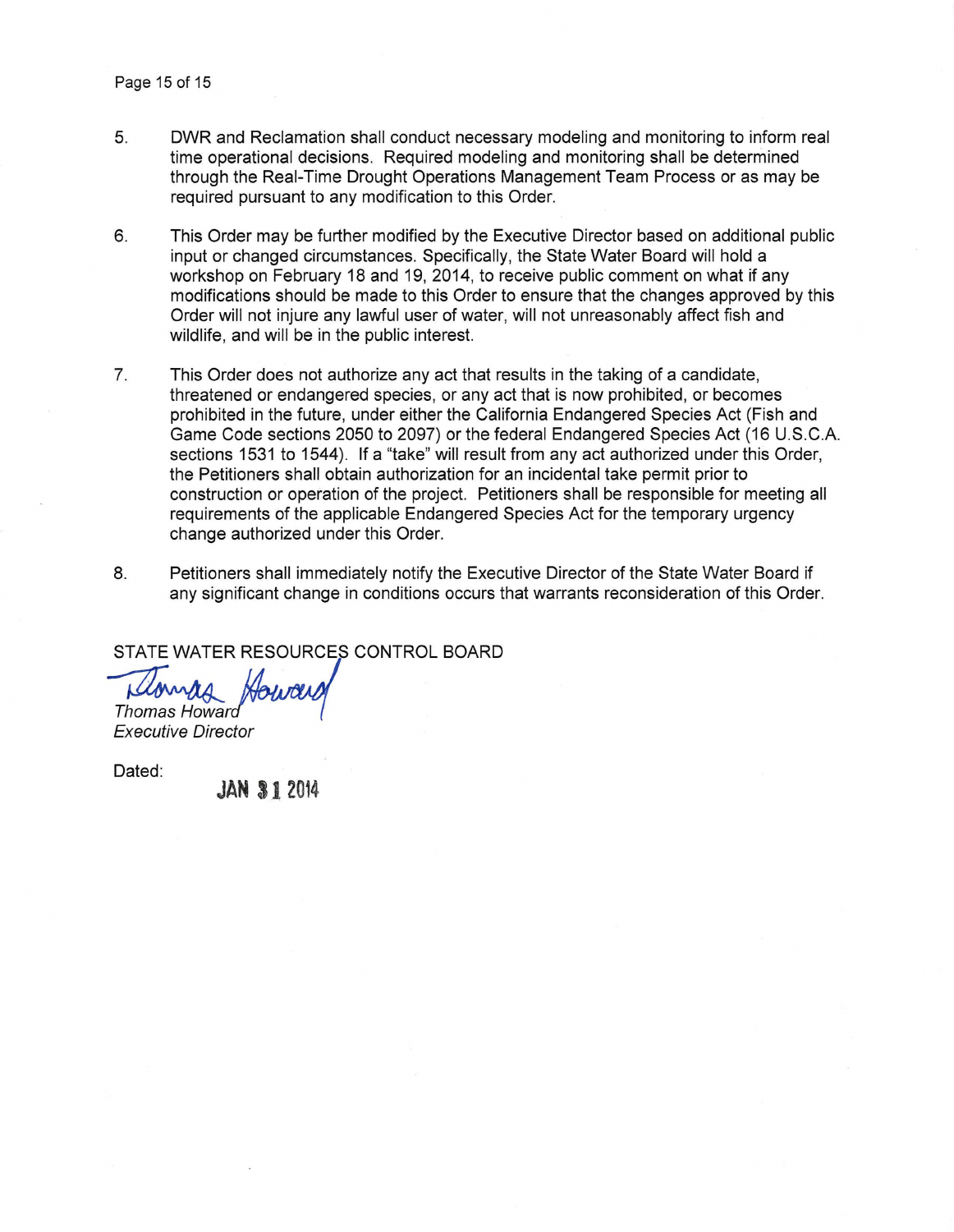5. DWR and Reclamation shall conduct necessary modeling and monitoring to inform real time operational decisions. Required modeling and monitoring shall be determined through the Real-Time Drought Operations Management Team Process or as may be required pursuant to any modification to this Order.

6. This Order may be further modified by the Executive Director based on additional public input or changed circumstances. Specifically, the State Water Board will hold a workshop on February 18 and 19, 2014, to receive public comment on what if any modifications should be made to this Order to ensure that the changes approved by this Order will not injure any lawful user of water, will not unreasonably affect fish and wildlife, and will be in the public interest.

7. This Order does not authorize any act that results in the taking of a candidate, threatened or endangered species, or any act that is now prohibited, or becomes prohibited in the future, under either the California Endangered Species Act (Fish and Game Code sections 2050 to 2097) or the federal Endangered Species Act (16 U.S.C.A. sections 1531 to 1544). If a "take" will result from any act authorized under this Order, the Petitioners shall obtain authorization for an incidental take permit prior to construction or operation of the project. Petitioners shall be responsible for meeting all requirements of the applicable Endangered Species Act for the temporary urgency change authorized under this Order.

8. Petitioners shall immediately notify the Executive Director of the State Water Board if any significant change in conditions occurs that warrants reconsideration of this Order.

STATE WATER RESOURCES CONTROL BOARD

Thomas Howard

*Thomas Howard*
*Executive Director*

Dated: JAN 31 2014